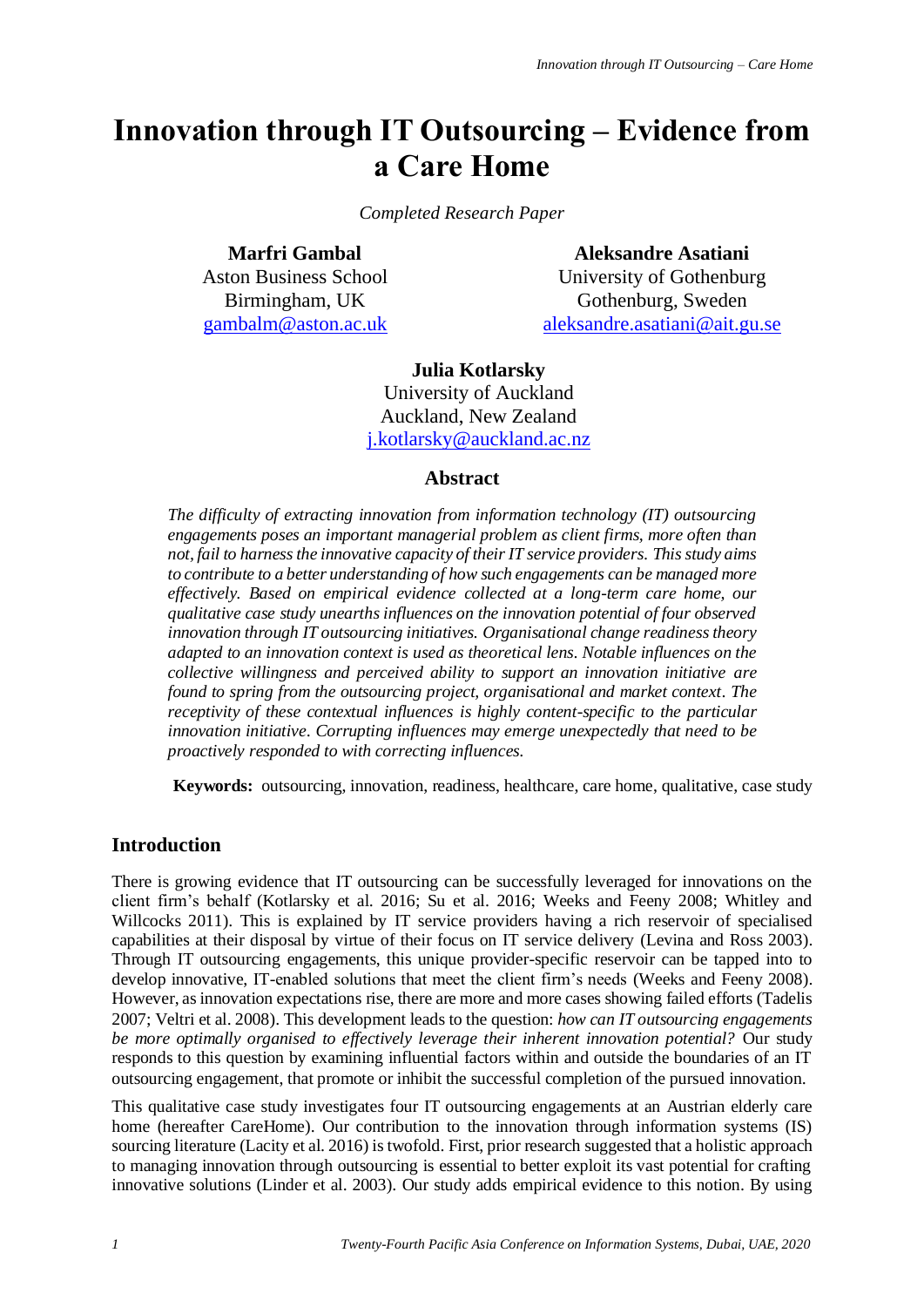# Innovation through IT Outsourcing – Evidence from a Care Home

*Completed Research Paper*

**Marfri Gambal**
Aston Business School
Birmingham, UK
gambalm@aston.ac.uk

**Aleksandre Asatiani**
University of Gothenburg
Gothenburg, Sweden
aleksandre.asatiani@ait.gu.se

**Julia Kotlarsky**
University of Auckland
Auckland, New Zealand
j.kotlarsky@auckland.ac.nz

## Abstract

*The difficulty of extracting innovation from information technology (IT) outsourcing engagements poses an important managerial problem as client firms, more often than not, fail to harness the innovative capacity of their IT service providers. This study aims to contribute to a better understanding of how such engagements can be managed more effectively. Based on empirical evidence collected at a long-term care home, our qualitative case study unearths influences on the innovation potential of four observed innovation through IT outsourcing initiatives. Organisational change readiness theory adapted to an innovation context is used as theoretical lens. Notable influences on the collective willingness and perceived ability to support an innovation initiative are found to spring from the outsourcing project, organisational and market context. The receptivity of these contextual influences is highly content-specific to the particular innovation initiative. Corrupting influences may emerge unexpectedly that need to be proactively responded to with correcting influences.*

**Keywords:** outsourcing, innovation, readiness, healthcare, care home, qualitative, case study

## Introduction

There is growing evidence that IT outsourcing can be successfully leveraged for innovations on the client firm's behalf (Kotlarsky et al. 2016; Su et al. 2016; Weeks and Feeny 2008; Whitley and Willcocks 2011). This is explained by IT service providers having a rich reservoir of specialised capabilities at their disposal by virtue of their focus on IT service delivery (Levina and Ross 2003). Through IT outsourcing engagements, this unique provider-specific reservoir can be tapped into to develop innovative, IT-enabled solutions that meet the client firm's needs (Weeks and Feeny 2008). However, as innovation expectations rise, there are more and more cases showing failed efforts (Tadelis 2007; Veltri et al. 2008). This development leads to the question: *how can IT outsourcing engagements be more optimally organised to effectively leverage their inherent innovation potential?* Our study responds to this question by examining influential factors within and outside the boundaries of an IT outsourcing engagement, that promote or inhibit the successful completion of the pursued innovation.

This qualitative case study investigates four IT outsourcing engagements at an Austrian elderly care home (hereafter CareHome). Our contribution to the innovation through information systems (IS) sourcing literature (Lacity et al. 2016) is twofold. First, prior research suggested that a holistic approach to managing innovation through outsourcing is essential to better exploit its vast potential for crafting innovative solutions (Linder et al. 2003). Our study adds empirical evidence to this notion. By using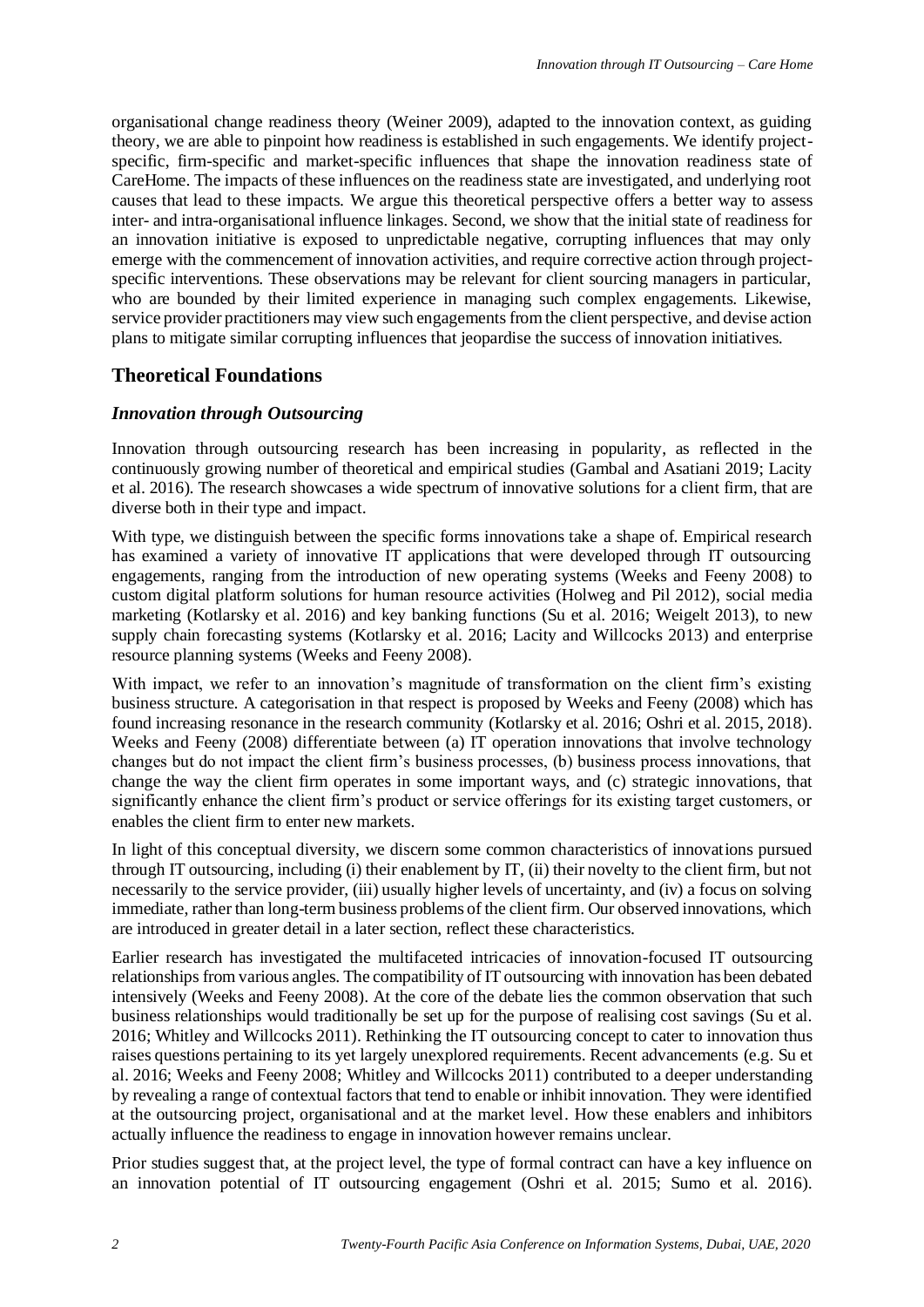organisational change readiness theory (Weiner 2009), adapted to the innovation context, as guiding theory, we are able to pinpoint how readiness is established in such engagements. We identify project-specific, firm-specific and market-specific influences that shape the innovation readiness state of CareHome. The impacts of these influences on the readiness state are investigated, and underlying root causes that lead to these impacts. We argue this theoretical perspective offers a better way to assess inter- and intra-organisational influence linkages. Second, we show that the initial state of readiness for an innovation initiative is exposed to unpredictable negative, corrupting influences that may only emerge with the commencement of innovation activities, and require corrective action through project-specific interventions. These observations may be relevant for client sourcing managers in particular, who are bounded by their limited experience in managing such complex engagements. Likewise, service provider practitioners may view such engagements from the client perspective, and devise action plans to mitigate similar corrupting influences that jeopardise the success of innovation initiatives.

## Theoretical Foundations

### *Innovation through Outsourcing*

Innovation through outsourcing research has been increasing in popularity, as reflected in the continuously growing number of theoretical and empirical studies (Gambal and Asatiani 2019; Lacity et al. 2016). The research showcases a wide spectrum of innovative solutions for a client firm, that are diverse both in their type and impact.

With type, we distinguish between the specific forms innovations take a shape of. Empirical research has examined a variety of innovative IT applications that were developed through IT outsourcing engagements, ranging from the introduction of new operating systems (Weeks and Feeny 2008) to custom digital platform solutions for human resource activities (Holweg and Pil 2012), social media marketing (Kotlarsky et al. 2016) and key banking functions (Su et al. 2016; Weigelt 2013), to new supply chain forecasting systems (Kotlarsky et al. 2016; Lacity and Willcocks 2013) and enterprise resource planning systems (Weeks and Feeny 2008).

With impact, we refer to an innovation's magnitude of transformation on the client firm's existing business structure. A categorisation in that respect is proposed by Weeks and Feeny (2008) which has found increasing resonance in the research community (Kotlarsky et al. 2016; Oshri et al. 2015, 2018). Weeks and Feeny (2008) differentiate between (a) IT operation innovations that involve technology changes but do not impact the client firm's business processes, (b) business process innovations, that change the way the client firm operates in some important ways, and (c) strategic innovations, that significantly enhance the client firm's product or service offerings for its existing target customers, or enables the client firm to enter new markets.

In light of this conceptual diversity, we discern some common characteristics of innovations pursued through IT outsourcing, including (i) their enablement by IT, (ii) their novelty to the client firm, but not necessarily to the service provider, (iii) usually higher levels of uncertainty, and (iv) a focus on solving immediate, rather than long-term business problems of the client firm. Our observed innovations, which are introduced in greater detail in a later section, reflect these characteristics.

Earlier research has investigated the multifaceted intricacies of innovation-focused IT outsourcing relationships from various angles. The compatibility of IT outsourcing with innovation has been debated intensively (Weeks and Feeny 2008). At the core of the debate lies the common observation that such business relationships would traditionally be set up for the purpose of realising cost savings (Su et al. 2016; Whitley and Willcocks 2011). Rethinking the IT outsourcing concept to cater to innovation thus raises questions pertaining to its yet largely unexplored requirements. Recent advancements (e.g. Su et al. 2016; Weeks and Feeny 2008; Whitley and Willcocks 2011) contributed to a deeper understanding by revealing a range of contextual factors that tend to enable or inhibit innovation. They were identified at the outsourcing project, organisational and at the market level. How these enablers and inhibitors actually influence the readiness to engage in innovation however remains unclear.

Prior studies suggest that, at the project level, the type of formal contract can have a key influence on an innovation potential of IT outsourcing engagement (Oshri et al. 2015; Sumo et al. 2016).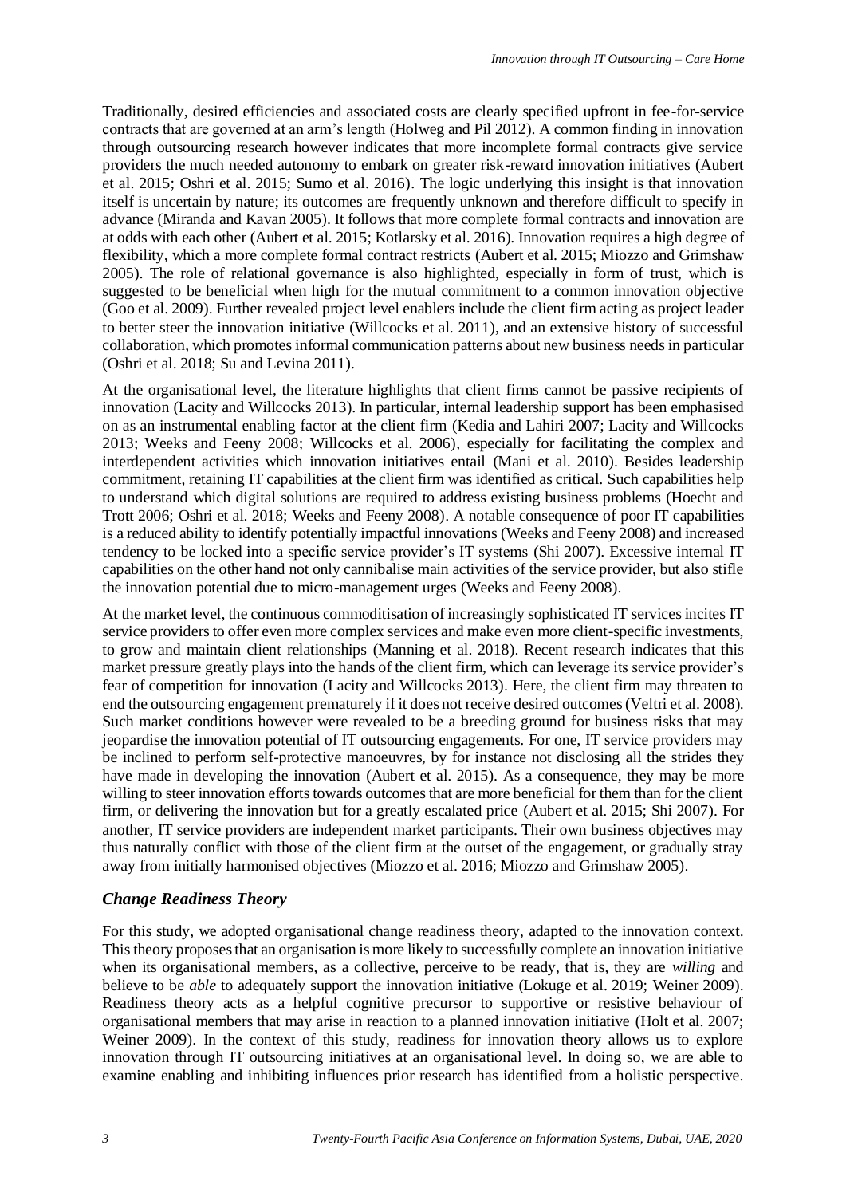Traditionally, desired efficiencies and associated costs are clearly specified upfront in fee-for-service contracts that are governed at an arm's length (Holweg and Pil 2012). A common finding in innovation through outsourcing research however indicates that more incomplete formal contracts give service providers the much needed autonomy to embark on greater risk-reward innovation initiatives (Aubert et al. 2015; Oshri et al. 2015; Sumo et al. 2016). The logic underlying this insight is that innovation itself is uncertain by nature; its outcomes are frequently unknown and therefore difficult to specify in advance (Miranda and Kavan 2005). It follows that more complete formal contracts and innovation are at odds with each other (Aubert et al. 2015; Kotlarsky et al. 2016). Innovation requires a high degree of flexibility, which a more complete formal contract restricts (Aubert et al. 2015; Miozzo and Grimshaw 2005). The role of relational governance is also highlighted, especially in form of trust, which is suggested to be beneficial when high for the mutual commitment to a common innovation objective (Goo et al. 2009). Further revealed project level enablers include the client firm acting as project leader to better steer the innovation initiative (Willcocks et al. 2011), and an extensive history of successful collaboration, which promotes informal communication patterns about new business needs in particular (Oshri et al. 2018; Su and Levina 2011).

At the organisational level, the literature highlights that client firms cannot be passive recipients of innovation (Lacity and Willcocks 2013). In particular, internal leadership support has been emphasised on as an instrumental enabling factor at the client firm (Kedia and Lahiri 2007; Lacity and Willcocks 2013; Weeks and Feeny 2008; Willcocks et al. 2006), especially for facilitating the complex and interdependent activities which innovation initiatives entail (Mani et al. 2010). Besides leadership commitment, retaining IT capabilities at the client firm was identified as critical. Such capabilities help to understand which digital solutions are required to address existing business problems (Hoecht and Trott 2006; Oshri et al. 2018; Weeks and Feeny 2008). A notable consequence of poor IT capabilities is a reduced ability to identify potentially impactful innovations (Weeks and Feeny 2008) and increased tendency to be locked into a specific service provider's IT systems (Shi 2007). Excessive internal IT capabilities on the other hand not only cannibalise main activities of the service provider, but also stifle the innovation potential due to micro-management urges (Weeks and Feeny 2008).

At the market level, the continuous commoditisation of increasingly sophisticated IT services incites IT service providers to offer even more complex services and make even more client-specific investments, to grow and maintain client relationships (Manning et al. 2018). Recent research indicates that this market pressure greatly plays into the hands of the client firm, which can leverage its service provider's fear of competition for innovation (Lacity and Willcocks 2013). Here, the client firm may threaten to end the outsourcing engagement prematurely if it does not receive desired outcomes (Veltri et al. 2008). Such market conditions however were revealed to be a breeding ground for business risks that may jeopardise the innovation potential of IT outsourcing engagements. For one, IT service providers may be inclined to perform self-protective manoeuvres, by for instance not disclosing all the strides they have made in developing the innovation (Aubert et al. 2015). As a consequence, they may be more willing to steer innovation efforts towards outcomes that are more beneficial for them than for the client firm, or delivering the innovation but for a greatly escalated price (Aubert et al. 2015; Shi 2007). For another, IT service providers are independent market participants. Their own business objectives may thus naturally conflict with those of the client firm at the outset of the engagement, or gradually stray away from initially harmonised objectives (Miozzo et al. 2016; Miozzo and Grimshaw 2005).

### *Change Readiness Theory*

For this study, we adopted organisational change readiness theory, adapted to the innovation context. This theory proposes that an organisation is more likely to successfully complete an innovation initiative when its organisational members, as a collective, perceive to be ready, that is, they are *willing* and believe to be *able* to adequately support the innovation initiative (Lokuge et al. 2019; Weiner 2009). Readiness theory acts as a helpful cognitive precursor to supportive or resistive behaviour of organisational members that may arise in reaction to a planned innovation initiative (Holt et al. 2007; Weiner 2009). In the context of this study, readiness for innovation theory allows us to explore innovation through IT outsourcing initiatives at an organisational level. In doing so, we are able to examine enabling and inhibiting influences prior research has identified from a holistic perspective.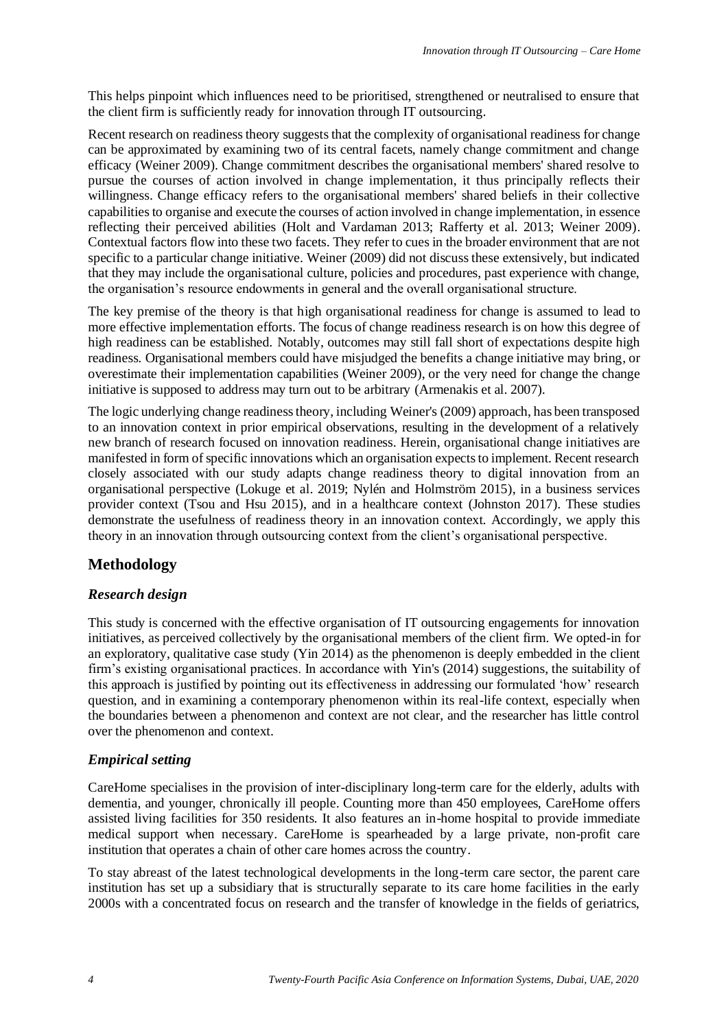This helps pinpoint which influences need to be prioritised, strengthened or neutralised to ensure that the client firm is sufficiently ready for innovation through IT outsourcing.

Recent research on readiness theory suggests that the complexity of organisational readiness for change can be approximated by examining two of its central facets, namely change commitment and change efficacy (Weiner 2009). Change commitment describes the organisational members' shared resolve to pursue the courses of action involved in change implementation, it thus principally reflects their willingness. Change efficacy refers to the organisational members' shared beliefs in their collective capabilities to organise and execute the courses of action involved in change implementation, in essence reflecting their perceived abilities (Holt and Vardaman 2013; Rafferty et al. 2013; Weiner 2009). Contextual factors flow into these two facets. They refer to cues in the broader environment that are not specific to a particular change initiative. Weiner (2009) did not discuss these extensively, but indicated that they may include the organisational culture, policies and procedures, past experience with change, the organisation's resource endowments in general and the overall organisational structure.

The key premise of the theory is that high organisational readiness for change is assumed to lead to more effective implementation efforts. The focus of change readiness research is on how this degree of high readiness can be established. Notably, outcomes may still fall short of expectations despite high readiness. Organisational members could have misjudged the benefits a change initiative may bring, or overestimate their implementation capabilities (Weiner 2009), or the very need for change the change initiative is supposed to address may turn out to be arbitrary (Armenakis et al. 2007).

The logic underlying change readiness theory, including Weiner's (2009) approach, has been transposed to an innovation context in prior empirical observations, resulting in the development of a relatively new branch of research focused on innovation readiness. Herein, organisational change initiatives are manifested in form of specific innovations which an organisation expects to implement. Recent research closely associated with our study adapts change readiness theory to digital innovation from an organisational perspective (Lokuge et al. 2019; Nylén and Holmström 2015), in a business services provider context (Tsou and Hsu 2015), and in a healthcare context (Johnston 2017). These studies demonstrate the usefulness of readiness theory in an innovation context. Accordingly, we apply this theory in an innovation through outsourcing context from the client's organisational perspective.

## Methodology

### *Research design*

This study is concerned with the effective organisation of IT outsourcing engagements for innovation initiatives, as perceived collectively by the organisational members of the client firm. We opted-in for an exploratory, qualitative case study (Yin 2014) as the phenomenon is deeply embedded in the client firm's existing organisational practices. In accordance with Yin's (2014) suggestions, the suitability of this approach is justified by pointing out its effectiveness in addressing our formulated 'how' research question, and in examining a contemporary phenomenon within its real-life context, especially when the boundaries between a phenomenon and context are not clear, and the researcher has little control over the phenomenon and context.

### *Empirical setting*

CareHome specialises in the provision of inter-disciplinary long-term care for the elderly, adults with dementia, and younger, chronically ill people. Counting more than 450 employees, CareHome offers assisted living facilities for 350 residents. It also features an in-home hospital to provide immediate medical support when necessary. CareHome is spearheaded by a large private, non-profit care institution that operates a chain of other care homes across the country.

To stay abreast of the latest technological developments in the long-term care sector, the parent care institution has set up a subsidiary that is structurally separate to its care home facilities in the early 2000s with a concentrated focus on research and the transfer of knowledge in the fields of geriatrics,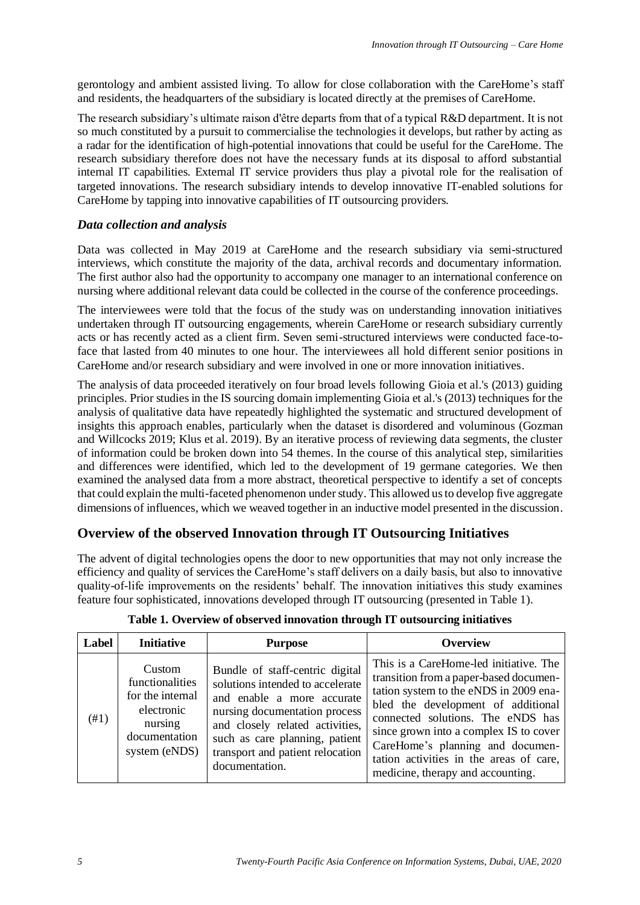gerontology and ambient assisted living. To allow for close collaboration with the CareHome's staff and residents, the headquarters of the subsidiary is located directly at the premises of CareHome.

The research subsidiary's ultimate raison d'être departs from that of a typical R&D department. It is not so much constituted by a pursuit to commercialise the technologies it develops, but rather by acting as a radar for the identification of high-potential innovations that could be useful for the CareHome. The research subsidiary therefore does not have the necessary funds at its disposal to afford substantial internal IT capabilities. External IT service providers thus play a pivotal role for the realisation of targeted innovations. The research subsidiary intends to develop innovative IT-enabled solutions for CareHome by tapping into innovative capabilities of IT outsourcing providers.

### *Data collection and analysis*

Data was collected in May 2019 at CareHome and the research subsidiary via semi-structured interviews, which constitute the majority of the data, archival records and documentary information. The first author also had the opportunity to accompany one manager to an international conference on nursing where additional relevant data could be collected in the course of the conference proceedings.

The interviewees were told that the focus of the study was on understanding innovation initiatives undertaken through IT outsourcing engagements, wherein CareHome or research subsidiary currently acts or has recently acted as a client firm. Seven semi-structured interviews were conducted face-to-face that lasted from 40 minutes to one hour. The interviewees all hold different senior positions in CareHome and/or research subsidiary and were involved in one or more innovation initiatives.

The analysis of data proceeded iteratively on four broad levels following Gioia et al.'s (2013) guiding principles. Prior studies in the IS sourcing domain implementing Gioia et al.'s (2013) techniques for the analysis of qualitative data have repeatedly highlighted the systematic and structured development of insights this approach enables, particularly when the dataset is disordered and voluminous (Gozman and Willcocks 2019; Klus et al. 2019). By an iterative process of reviewing data segments, the cluster of information could be broken down into 54 themes. In the course of this analytical step, similarities and differences were identified, which led to the development of 19 germane categories. We then examined the analysed data from a more abstract, theoretical perspective to identify a set of concepts that could explain the multi-faceted phenomenon under study. This allowed us to develop five aggregate dimensions of influences, which we weaved together in an inductive model presented in the discussion.

## Overview of the observed Innovation through IT Outsourcing Initiatives

The advent of digital technologies opens the door to new opportunities that may not only increase the efficiency and quality of services the CareHome's staff delivers on a daily basis, but also to innovative quality-of-life improvements on the residents' behalf. The innovation initiatives this study examines feature four sophisticated, innovations developed through IT outsourcing (presented in Table 1).

**Table 1. Overview of observed innovation through IT outsourcing initiatives**

| Label | Initiative | Purpose | Overview |
|---|---|---|---|
| (#1) | Custom functionalities for the internal electronic nursing documentation system (eNDS) | Bundle of staff-centric digital solutions intended to accelerate and enable a more accurate nursing documentation process and closely related activities, such as care planning, patient transport and patient relocation documentation. | This is a CareHome-led initiative. The transition from a paper-based documentation system to the eNDS in 2009 enabled the development of additional connected solutions. The eNDS has since grown into a complex IS to cover CareHome's planning and documentation activities in the areas of care, medicine, therapy and accounting. |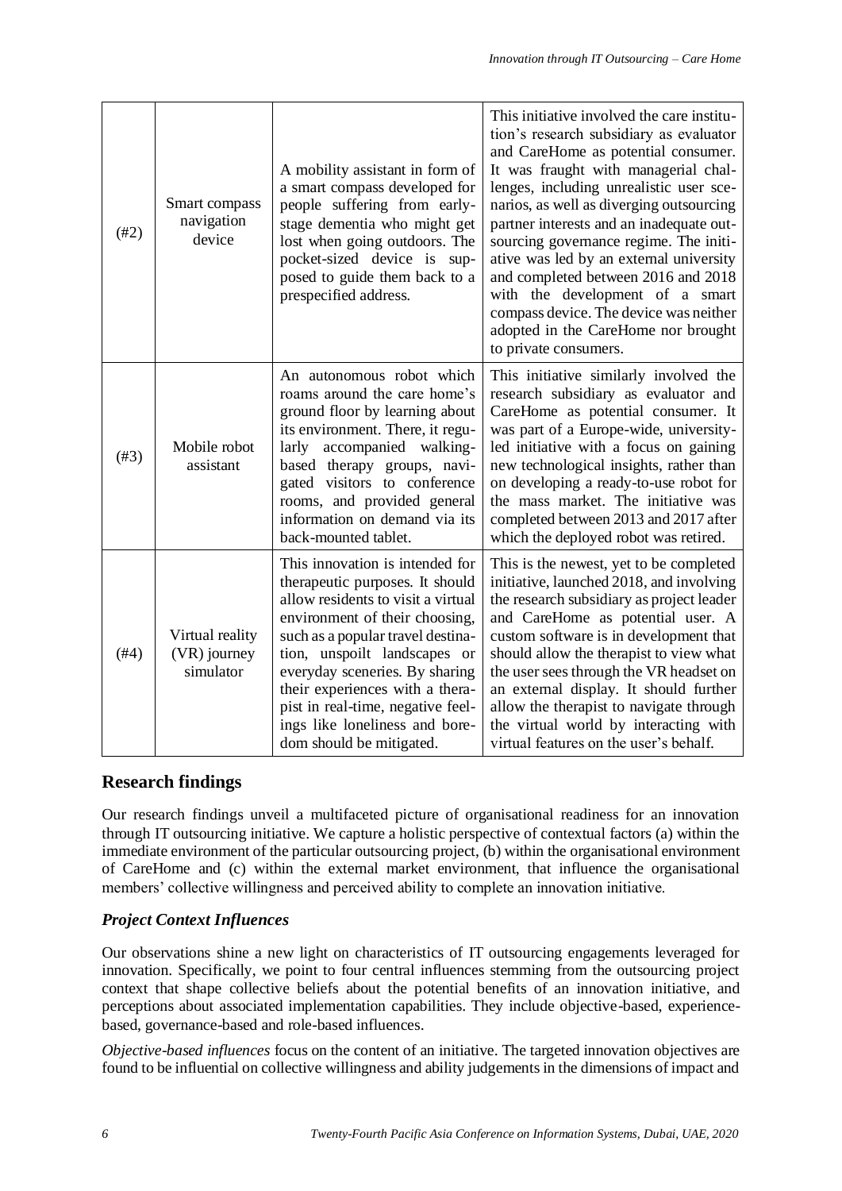| | | | |
|---|---|---|---|
| (#2) | Smart compass navigation device | A mobility assistant in form of a smart compass developed for people suffering from early-stage dementia who might get lost when going outdoors. The pocket-sized device is supposed to guide them back to a prespecified address. | This initiative involved the care institution's research subsidiary as evaluator and CareHome as potential consumer. It was fraught with managerial challenges, including unrealistic user scenarios, as well as diverging outsourcing partner interests and an inadequate outsourcing governance regime. The initiative was led by an external university and completed between 2016 and 2018 with the development of a smart compass device. The device was neither adopted in the CareHome nor brought to private consumers. |
| (#3) | Mobile robot assistant | An autonomous robot which roams around the care home's ground floor by learning about its environment. There, it regularly accompanied walking-based therapy groups, navigated visitors to conference rooms, and provided general information on demand via its back-mounted tablet. | This initiative similarly involved the research subsidiary as evaluator and CareHome as potential consumer. It was part of a Europe-wide, university-led initiative with a focus on gaining new technological insights, rather than on developing a ready-to-use robot for the mass market. The initiative was completed between 2013 and 2017 after which the deployed robot was retired. |
| (#4) | Virtual reality (VR) journey simulator | This innovation is intended for therapeutic purposes. It should allow residents to visit a virtual environment of their choosing, such as a popular travel destination, unspoilt landscapes or everyday sceneries. By sharing their experiences with a therapist in real-time, negative feelings like loneliness and boredom should be mitigated. | This is the newest, yet to be completed initiative, launched 2018, and involving the research subsidiary as project leader and CareHome as potential user. A custom software is in development that should allow the therapist to view what the user sees through the VR headset on an external display. It should further allow the therapist to navigate through the virtual world by interacting with virtual features on the user's behalf. |

## Research findings

Our research findings unveil a multifaceted picture of organisational readiness for an innovation through IT outsourcing initiative. We capture a holistic perspective of contextual factors (a) within the immediate environment of the particular outsourcing project, (b) within the organisational environment of CareHome and (c) within the external market environment, that influence the organisational members' collective willingness and perceived ability to complete an innovation initiative.

### *Project Context Influences*

Our observations shine a new light on characteristics of IT outsourcing engagements leveraged for innovation. Specifically, we point to four central influences stemming from the outsourcing project context that shape collective beliefs about the potential benefits of an innovation initiative, and perceptions about associated implementation capabilities. They include objective-based, experience-based, governance-based and role-based influences.

*Objective-based influences* focus on the content of an initiative. The targeted innovation objectives are found to be influential on collective willingness and ability judgements in the dimensions of impact and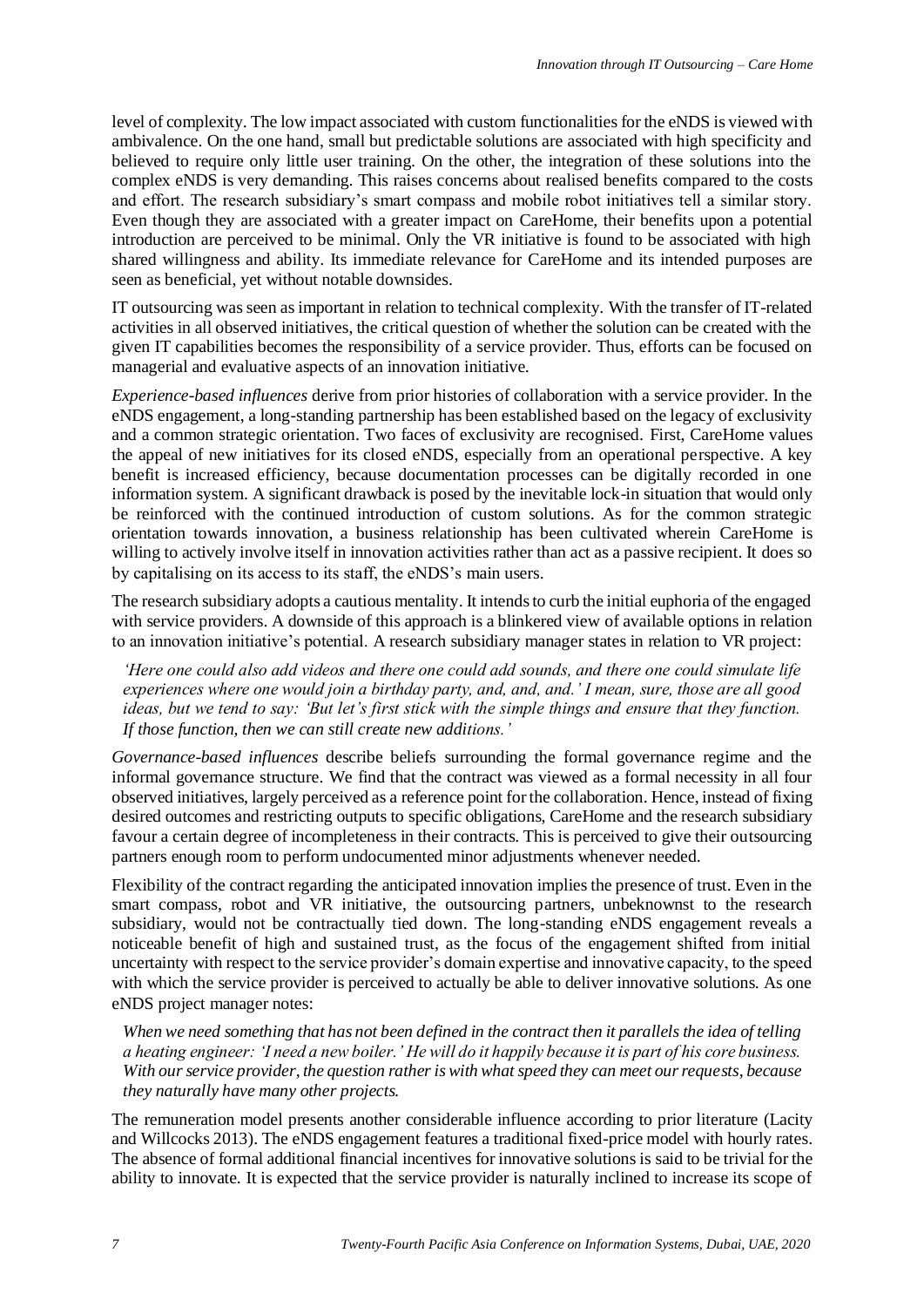level of complexity. The low impact associated with custom functionalities for the eNDS is viewed with ambivalence. On the one hand, small but predictable solutions are associated with high specificity and believed to require only little user training. On the other, the integration of these solutions into the complex eNDS is very demanding. This raises concerns about realised benefits compared to the costs and effort. The research subsidiary's smart compass and mobile robot initiatives tell a similar story. Even though they are associated with a greater impact on CareHome, their benefits upon a potential introduction are perceived to be minimal. Only the VR initiative is found to be associated with high shared willingness and ability. Its immediate relevance for CareHome and its intended purposes are seen as beneficial, yet without notable downsides.

IT outsourcing was seen as important in relation to technical complexity. With the transfer of IT-related activities in all observed initiatives, the critical question of whether the solution can be created with the given IT capabilities becomes the responsibility of a service provider. Thus, efforts can be focused on managerial and evaluative aspects of an innovation initiative.

*Experience-based influences* derive from prior histories of collaboration with a service provider. In the eNDS engagement, a long-standing partnership has been established based on the legacy of exclusivity and a common strategic orientation. Two faces of exclusivity are recognised. First, CareHome values the appeal of new initiatives for its closed eNDS, especially from an operational perspective. A key benefit is increased efficiency, because documentation processes can be digitally recorded in one information system. A significant drawback is posed by the inevitable lock-in situation that would only be reinforced with the continued introduction of custom solutions. As for the common strategic orientation towards innovation, a business relationship has been cultivated wherein CareHome is willing to actively involve itself in innovation activities rather than act as a passive recipient. It does so by capitalising on its access to its staff, the eNDS's main users.

The research subsidiary adopts a cautious mentality. It intends to curb the initial euphoria of the engaged with service providers. A downside of this approach is a blinkered view of available options in relation to an innovation initiative's potential. A research subsidiary manager states in relation to VR project:

> *'Here one could also add videos and there one could add sounds, and there one could simulate life experiences where one would join a birthday party, and, and, and.' I mean, sure, those are all good ideas, but we tend to say: 'But let's first stick with the simple things and ensure that they function. If those function, then we can still create new additions.'*

*Governance-based influences* describe beliefs surrounding the formal governance regime and the informal governance structure. We find that the contract was viewed as a formal necessity in all four observed initiatives, largely perceived as a reference point for the collaboration. Hence, instead of fixing desired outcomes and restricting outputs to specific obligations, CareHome and the research subsidiary favour a certain degree of incompleteness in their contracts. This is perceived to give their outsourcing partners enough room to perform undocumented minor adjustments whenever needed.

Flexibility of the contract regarding the anticipated innovation implies the presence of trust. Even in the smart compass, robot and VR initiative, the outsourcing partners, unbeknownst to the research subsidiary, would not be contractually tied down. The long-standing eNDS engagement reveals a noticeable benefit of high and sustained trust, as the focus of the engagement shifted from initial uncertainty with respect to the service provider's domain expertise and innovative capacity, to the speed with which the service provider is perceived to actually be able to deliver innovative solutions. As one eNDS project manager notes:

> *When we need something that has not been defined in the contract then it parallels the idea of telling a heating engineer: 'I need a new boiler.' He will do it happily because it is part of his core business. With our service provider, the question rather is with what speed they can meet our requests, because they naturally have many other projects.*

The remuneration model presents another considerable influence according to prior literature (Lacity and Willcocks 2013). The eNDS engagement features a traditional fixed-price model with hourly rates. The absence of formal additional financial incentives for innovative solutions is said to be trivial for the ability to innovate. It is expected that the service provider is naturally inclined to increase its scope of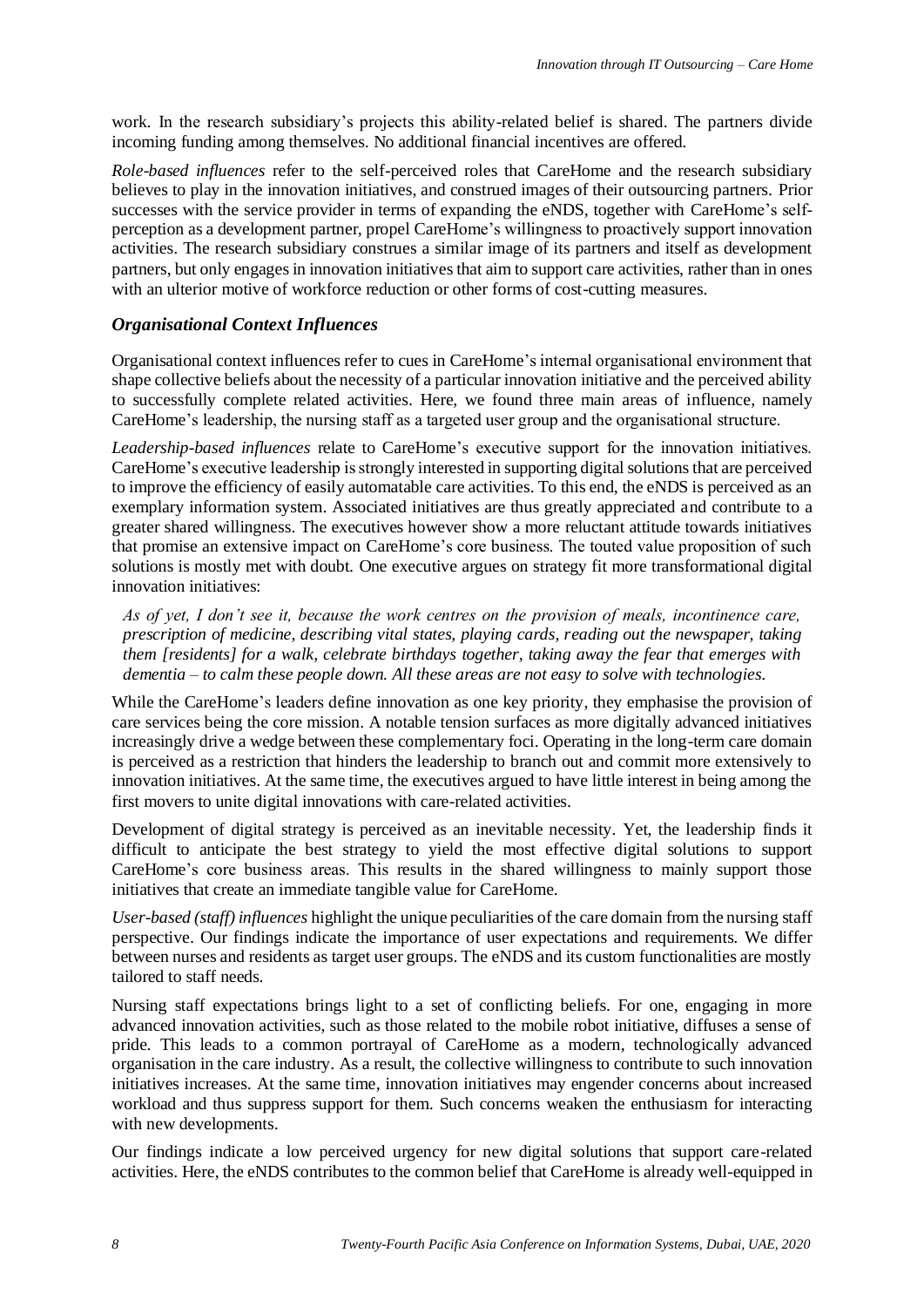work. In the research subsidiary's projects this ability-related belief is shared. The partners divide incoming funding among themselves. No additional financial incentives are offered.

*Role-based influences* refer to the self-perceived roles that CareHome and the research subsidiary believes to play in the innovation initiatives, and construed images of their outsourcing partners. Prior successes with the service provider in terms of expanding the eNDS, together with CareHome's self-perception as a development partner, propel CareHome's willingness to proactively support innovation activities. The research subsidiary construes a similar image of its partners and itself as development partners, but only engages in innovation initiatives that aim to support care activities, rather than in ones with an ulterior motive of workforce reduction or other forms of cost-cutting measures.

### *Organisational Context Influences*

Organisational context influences refer to cues in CareHome's internal organisational environment that shape collective beliefs about the necessity of a particular innovation initiative and the perceived ability to successfully complete related activities. Here, we found three main areas of influence, namely CareHome's leadership, the nursing staff as a targeted user group and the organisational structure.

*Leadership-based influences* relate to CareHome's executive support for the innovation initiatives. CareHome's executive leadership is strongly interested in supporting digital solutions that are perceived to improve the efficiency of easily automatable care activities. To this end, the eNDS is perceived as an exemplary information system. Associated initiatives are thus greatly appreciated and contribute to a greater shared willingness. The executives however show a more reluctant attitude towards initiatives that promise an extensive impact on CareHome's core business. The touted value proposition of such solutions is mostly met with doubt. One executive argues on strategy fit more transformational digital innovation initiatives:

> *As of yet, I don't see it, because the work centres on the provision of meals, incontinence care, prescription of medicine, describing vital states, playing cards, reading out the newspaper, taking them [residents] for a walk, celebrate birthdays together, taking away the fear that emerges with dementia – to calm these people down. All these areas are not easy to solve with technologies.*

While the CareHome's leaders define innovation as one key priority, they emphasise the provision of care services being the core mission. A notable tension surfaces as more digitally advanced initiatives increasingly drive a wedge between these complementary foci. Operating in the long-term care domain is perceived as a restriction that hinders the leadership to branch out and commit more extensively to innovation initiatives. At the same time, the executives argued to have little interest in being among the first movers to unite digital innovations with care-related activities.

Development of digital strategy is perceived as an inevitable necessity. Yet, the leadership finds it difficult to anticipate the best strategy to yield the most effective digital solutions to support CareHome's core business areas. This results in the shared willingness to mainly support those initiatives that create an immediate tangible value for CareHome.

*User-based (staff) influences* highlight the unique peculiarities of the care domain from the nursing staff perspective. Our findings indicate the importance of user expectations and requirements. We differ between nurses and residents as target user groups. The eNDS and its custom functionalities are mostly tailored to staff needs.

Nursing staff expectations brings light to a set of conflicting beliefs. For one, engaging in more advanced innovation activities, such as those related to the mobile robot initiative, diffuses a sense of pride. This leads to a common portrayal of CareHome as a modern, technologically advanced organisation in the care industry. As a result, the collective willingness to contribute to such innovation initiatives increases. At the same time, innovation initiatives may engender concerns about increased workload and thus suppress support for them. Such concerns weaken the enthusiasm for interacting with new developments.

Our findings indicate a low perceived urgency for new digital solutions that support care-related activities. Here, the eNDS contributes to the common belief that CareHome is already well-equipped in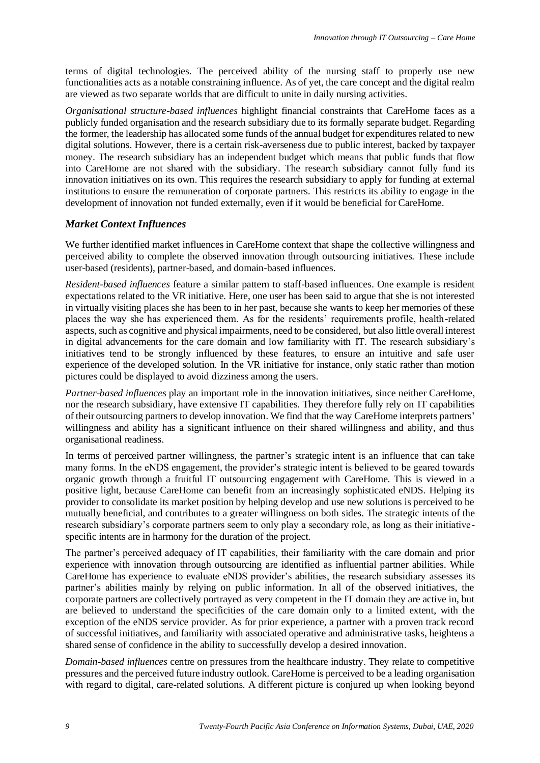terms of digital technologies. The perceived ability of the nursing staff to properly use new functionalities acts as a notable constraining influence. As of yet, the care concept and the digital realm are viewed as two separate worlds that are difficult to unite in daily nursing activities.

*Organisational structure-based influences* highlight financial constraints that CareHome faces as a publicly funded organisation and the research subsidiary due to its formally separate budget. Regarding the former, the leadership has allocated some funds of the annual budget for expenditures related to new digital solutions. However, there is a certain risk-averseness due to public interest, backed by taxpayer money. The research subsidiary has an independent budget which means that public funds that flow into CareHome are not shared with the subsidiary. The research subsidiary cannot fully fund its innovation initiatives on its own. This requires the research subsidiary to apply for funding at external institutions to ensure the remuneration of corporate partners. This restricts its ability to engage in the development of innovation not funded externally, even if it would be beneficial for CareHome.

### *Market Context Influences*

We further identified market influences in CareHome context that shape the collective willingness and perceived ability to complete the observed innovation through outsourcing initiatives. These include user-based (residents), partner-based, and domain-based influences.

*Resident-based influences* feature a similar pattern to staff-based influences. One example is resident expectations related to the VR initiative. Here, one user has been said to argue that she is not interested in virtually visiting places she has been to in her past, because she wants to keep her memories of these places the way she has experienced them. As for the residents' requirements profile, health-related aspects, such as cognitive and physical impairments, need to be considered, but also little overall interest in digital advancements for the care domain and low familiarity with IT. The research subsidiary's initiatives tend to be strongly influenced by these features, to ensure an intuitive and safe user experience of the developed solution. In the VR initiative for instance, only static rather than motion pictures could be displayed to avoid dizziness among the users.

*Partner-based influences* play an important role in the innovation initiatives, since neither CareHome, nor the research subsidiary, have extensive IT capabilities. They therefore fully rely on IT capabilities of their outsourcing partners to develop innovation. We find that the way CareHome interprets partners' willingness and ability has a significant influence on their shared willingness and ability, and thus organisational readiness.

In terms of perceived partner willingness, the partner's strategic intent is an influence that can take many forms. In the eNDS engagement, the provider's strategic intent is believed to be geared towards organic growth through a fruitful IT outsourcing engagement with CareHome. This is viewed in a positive light, because CareHome can benefit from an increasingly sophisticated eNDS. Helping its provider to consolidate its market position by helping develop and use new solutions is perceived to be mutually beneficial, and contributes to a greater willingness on both sides. The strategic intents of the research subsidiary's corporate partners seem to only play a secondary role, as long as their initiative-specific intents are in harmony for the duration of the project.

The partner's perceived adequacy of IT capabilities, their familiarity with the care domain and prior experience with innovation through outsourcing are identified as influential partner abilities. While CareHome has experience to evaluate eNDS provider's abilities, the research subsidiary assesses its partner's abilities mainly by relying on public information. In all of the observed initiatives, the corporate partners are collectively portrayed as very competent in the IT domain they are active in, but are believed to understand the specificities of the care domain only to a limited extent, with the exception of the eNDS service provider. As for prior experience, a partner with a proven track record of successful initiatives, and familiarity with associated operative and administrative tasks, heightens a shared sense of confidence in the ability to successfully develop a desired innovation.

*Domain-based influences* centre on pressures from the healthcare industry. They relate to competitive pressures and the perceived future industry outlook. CareHome is perceived to be a leading organisation with regard to digital, care-related solutions. A different picture is conjured up when looking beyond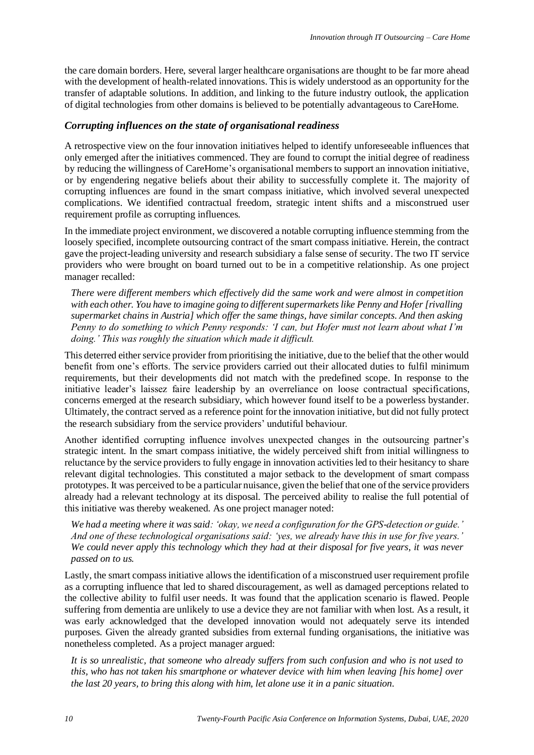the care domain borders. Here, several larger healthcare organisations are thought to be far more ahead with the development of health-related innovations. This is widely understood as an opportunity for the transfer of adaptable solutions. In addition, and linking to the future industry outlook, the application of digital technologies from other domains is believed to be potentially advantageous to CareHome.

### *Corrupting influences on the state of organisational readiness*

A retrospective view on the four innovation initiatives helped to identify unforeseeable influences that only emerged after the initiatives commenced. They are found to corrupt the initial degree of readiness by reducing the willingness of CareHome's organisational members to support an innovation initiative, or by engendering negative beliefs about their ability to successfully complete it. The majority of corrupting influences are found in the smart compass initiative, which involved several unexpected complications. We identified contractual freedom, strategic intent shifts and a misconstrued user requirement profile as corrupting influences.

In the immediate project environment, we discovered a notable corrupting influence stemming from the loosely specified, incomplete outsourcing contract of the smart compass initiative. Herein, the contract gave the project-leading university and research subsidiary a false sense of security. The two IT service providers who were brought on board turned out to be in a competitive relationship. As one project manager recalled:

> *There were different members which effectively did the same work and were almost in competition with each other. You have to imagine going to different supermarkets like Penny and Hofer [rivalling supermarket chains in Austria] which offer the same things, have similar concepts. And then asking Penny to do something to which Penny responds: 'I can, but Hofer must not learn about what I'm doing.' This was roughly the situation which made it difficult.*

This deterred either service provider from prioritising the initiative, due to the belief that the other would benefit from one's efforts. The service providers carried out their allocated duties to fulfil minimum requirements, but their developments did not match with the predefined scope. In response to the initiative leader's laissez faire leadership by an overreliance on loose contractual specifications, concerns emerged at the research subsidiary, which however found itself to be a powerless bystander. Ultimately, the contract served as a reference point for the innovation initiative, but did not fully protect the research subsidiary from the service providers' undutiful behaviour.

Another identified corrupting influence involves unexpected changes in the outsourcing partner's strategic intent. In the smart compass initiative, the widely perceived shift from initial willingness to reluctance by the service providers to fully engage in innovation activities led to their hesitancy to share relevant digital technologies. This constituted a major setback to the development of smart compass prototypes. It was perceived to be a particular nuisance, given the belief that one of the service providers already had a relevant technology at its disposal. The perceived ability to realise the full potential of this initiative was thereby weakened. As one project manager noted:

> *We had a meeting where it was said: 'okay, we need a configuration for the GPS-detection or guide.' And one of these technological organisations said: 'yes, we already have this in use for five years.' We could never apply this technology which they had at their disposal for five years, it was never passed on to us.*

Lastly, the smart compass initiative allows the identification of a misconstrued user requirement profile as a corrupting influence that led to shared discouragement, as well as damaged perceptions related to the collective ability to fulfil user needs. It was found that the application scenario is flawed. People suffering from dementia are unlikely to use a device they are not familiar with when lost. As a result, it was early acknowledged that the developed innovation would not adequately serve its intended purposes. Given the already granted subsidies from external funding organisations, the initiative was nonetheless completed. As a project manager argued:

> *It is so unrealistic, that someone who already suffers from such confusion and who is not used to this, who has not taken his smartphone or whatever device with him when leaving [his home] over the last 20 years, to bring this along with him, let alone use it in a panic situation.*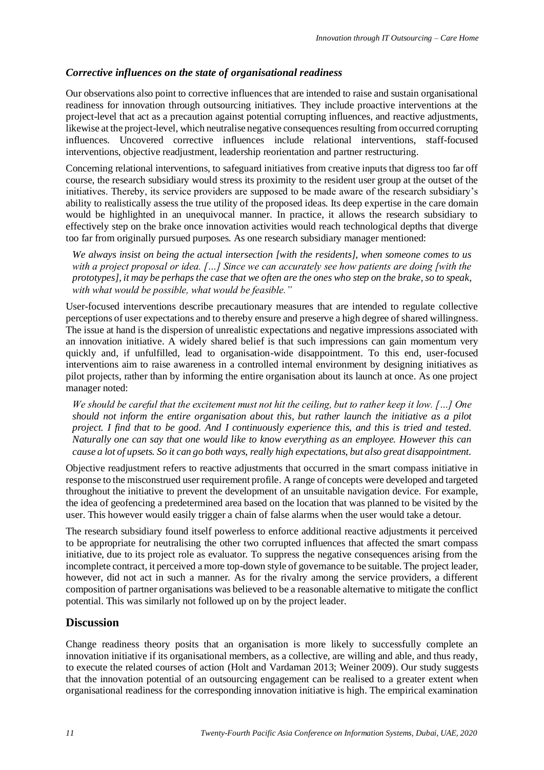### *Corrective influences on the state of organisational readiness*

Our observations also point to corrective influences that are intended to raise and sustain organisational readiness for innovation through outsourcing initiatives. They include proactive interventions at the project-level that act as a precaution against potential corrupting influences, and reactive adjustments, likewise at the project-level, which neutralise negative consequences resulting from occurred corrupting influences. Uncovered corrective influences include relational interventions, staff-focused interventions, objective readjustment, leadership reorientation and partner restructuring.

Concerning relational interventions, to safeguard initiatives from creative inputs that digress too far off course, the research subsidiary would stress its proximity to the resident user group at the outset of the initiatives. Thereby, its service providers are supposed to be made aware of the research subsidiary's ability to realistically assess the true utility of the proposed ideas. Its deep expertise in the care domain would be highlighted in an unequivocal manner. In practice, it allows the research subsidiary to effectively step on the brake once innovation activities would reach technological depths that diverge too far from originally pursued purposes. As one research subsidiary manager mentioned:

> *We always insist on being the actual intersection [with the residents], when someone comes to us with a project proposal or idea. […] Since we can accurately see how patients are doing [with the prototypes], it may be perhaps the case that we often are the ones who step on the brake, so to speak, with what would be possible, what would be feasible."*

User-focused interventions describe precautionary measures that are intended to regulate collective perceptions of user expectations and to thereby ensure and preserve a high degree of shared willingness. The issue at hand is the dispersion of unrealistic expectations and negative impressions associated with an innovation initiative. A widely shared belief is that such impressions can gain momentum very quickly and, if unfulfilled, lead to organisation-wide disappointment. To this end, user-focused interventions aim to raise awareness in a controlled internal environment by designing initiatives as pilot projects, rather than by informing the entire organisation about its launch at once. As one project manager noted:

> *We should be careful that the excitement must not hit the ceiling, but to rather keep it low. […] One should not inform the entire organisation about this, but rather launch the initiative as a pilot project. I find that to be good. And I continuously experience this, and this is tried and tested. Naturally one can say that one would like to know everything as an employee. However this can cause a lot of upsets. So it can go both ways, really high expectations, but also great disappointment.*

Objective readjustment refers to reactive adjustments that occurred in the smart compass initiative in response to the misconstrued user requirement profile. A range of concepts were developed and targeted throughout the initiative to prevent the development of an unsuitable navigation device. For example, the idea of geofencing a predetermined area based on the location that was planned to be visited by the user. This however would easily trigger a chain of false alarms when the user would take a detour.

The research subsidiary found itself powerless to enforce additional reactive adjustments it perceived to be appropriate for neutralising the other two corrupted influences that affected the smart compass initiative, due to its project role as evaluator. To suppress the negative consequences arising from the incomplete contract, it perceived a more top-down style of governance to be suitable. The project leader, however, did not act in such a manner. As for the rivalry among the service providers, a different composition of partner organisations was believed to be a reasonable alternative to mitigate the conflict potential. This was similarly not followed up on by the project leader.

## Discussion

Change readiness theory posits that an organisation is more likely to successfully complete an innovation initiative if its organisational members, as a collective, are willing and able, and thus ready, to execute the related courses of action (Holt and Vardaman 2013; Weiner 2009). Our study suggests that the innovation potential of an outsourcing engagement can be realised to a greater extent when organisational readiness for the corresponding innovation initiative is high. The empirical examination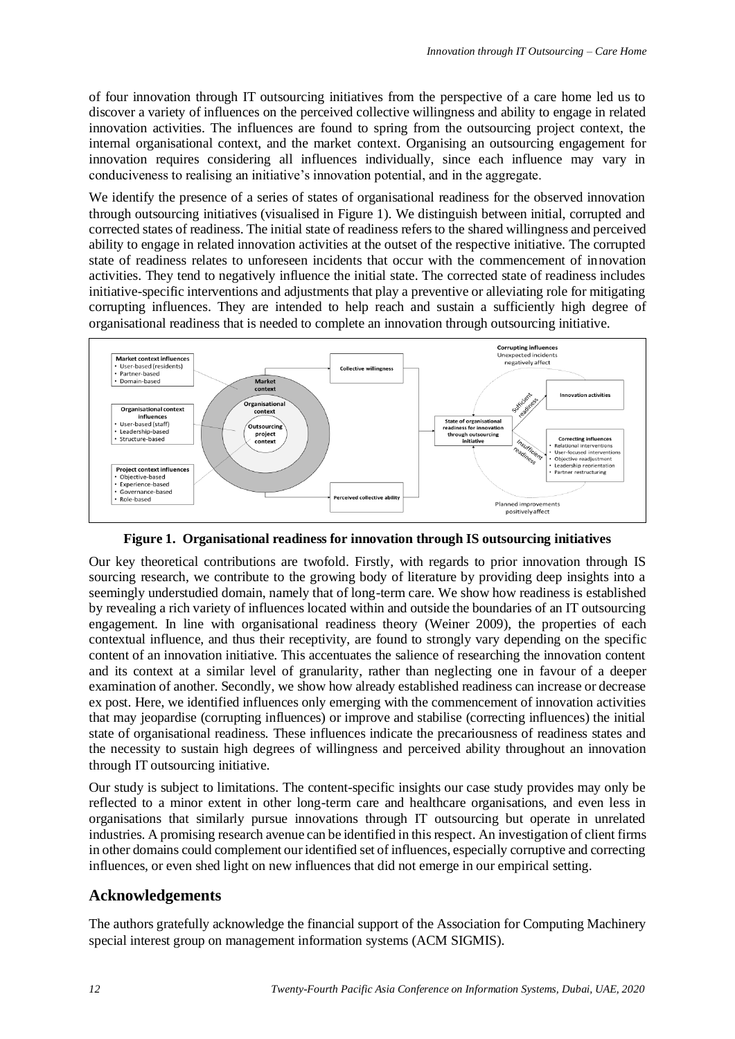of four innovation through IT outsourcing initiatives from the perspective of a care home led us to discover a variety of influences on the perceived collective willingness and ability to engage in related innovation activities. The influences are found to spring from the outsourcing project context, the internal organisational context, and the market context. Organising an outsourcing engagement for innovation requires considering all influences individually, since each influence may vary in conduciveness to realising an initiative's innovation potential, and in the aggregate.

We identify the presence of a series of states of organisational readiness for the observed innovation through outsourcing initiatives (visualised in Figure 1). We distinguish between initial, corrupted and corrected states of readiness. The initial state of readiness refers to the shared willingness and perceived ability to engage in related innovation activities at the outset of the respective initiative. The corrupted state of readiness relates to unforeseen incidents that occur with the commencement of innovation activities. They tend to negatively influence the initial state. The corrected state of readiness includes initiative-specific interventions and adjustments that play a preventive or alleviating role for mitigating corrupting influences. They are intended to help reach and sustain a sufficiently high degree of organisational readiness that is needed to complete an innovation through outsourcing initiative.

**Figure 1. Organisational readiness for innovation through IS outsourcing initiatives**

Our key theoretical contributions are twofold. Firstly, with regards to prior innovation through IS sourcing research, we contribute to the growing body of literature by providing deep insights into a seemingly understudied domain, namely that of long-term care. We show how readiness is established by revealing a rich variety of influences located within and outside the boundaries of an IT outsourcing engagement. In line with organisational readiness theory (Weiner 2009), the properties of each contextual influence, and thus their receptivity, are found to strongly vary depending on the specific content of an innovation initiative. This accentuates the salience of researching the innovation content and its context at a similar level of granularity, rather than neglecting one in favour of a deeper examination of another. Secondly, we show how already established readiness can increase or decrease ex post. Here, we identified influences only emerging with the commencement of innovation activities that may jeopardise (corrupting influences) or improve and stabilise (correcting influences) the initial state of organisational readiness. These influences indicate the precariousness of readiness states and the necessity to sustain high degrees of willingness and perceived ability throughout an innovation through IT outsourcing initiative.

Our study is subject to limitations. The content-specific insights our case study provides may only be reflected to a minor extent in other long-term care and healthcare organisations, and even less in organisations that similarly pursue innovations through IT outsourcing but operate in unrelated industries. A promising research avenue can be identified in this respect. An investigation of client firms in other domains could complement our identified set of influences, especially corruptive and correcting influences, or even shed light on new influences that did not emerge in our empirical setting.

## Acknowledgements

The authors gratefully acknowledge the financial support of the Association for Computing Machinery special interest group on management information systems (ACM SIGMIS).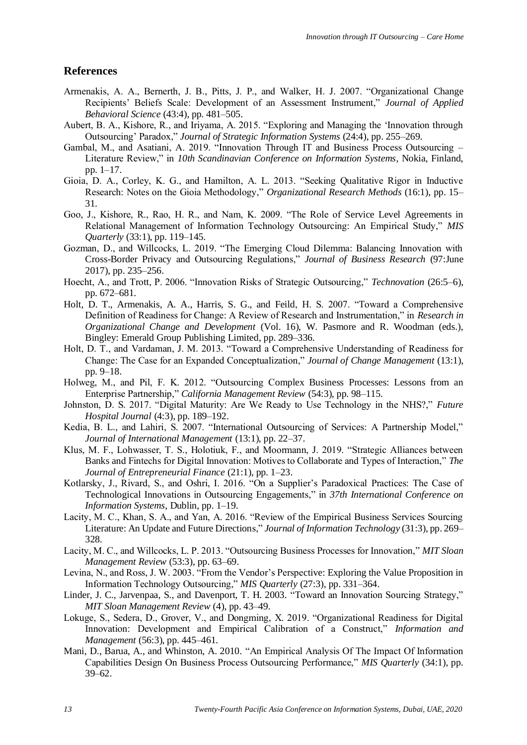## References

Armenakis, A. A., Bernerth, J. B., Pitts, J. P., and Walker, H. J. 2007. "Organizational Change Recipients' Beliefs Scale: Development of an Assessment Instrument," *Journal of Applied Behavioral Science* (43:4), pp. 481–505.

Aubert, B. A., Kishore, R., and Iriyama, A. 2015. "Exploring and Managing the 'Innovation through Outsourcing' Paradox," *Journal of Strategic Information Systems* (24:4), pp. 255–269.

Gambal, M., and Asatiani, A. 2019. "Innovation Through IT and Business Process Outsourcing – Literature Review," in *10th Scandinavian Conference on Information Systems*, Nokia, Finland, pp. 1–17.

Gioia, D. A., Corley, K. G., and Hamilton, A. L. 2013. "Seeking Qualitative Rigor in Inductive Research: Notes on the Gioia Methodology," *Organizational Research Methods* (16:1), pp. 15–31.

Goo, J., Kishore, R., Rao, H. R., and Nam, K. 2009. "The Role of Service Level Agreements in Relational Management of Information Technology Outsourcing: An Empirical Study," *MIS Quarterly* (33:1), pp. 119–145.

Gozman, D., and Willcocks, L. 2019. "The Emerging Cloud Dilemma: Balancing Innovation with Cross-Border Privacy and Outsourcing Regulations," *Journal of Business Research* (97:June 2017), pp. 235–256.

Hoecht, A., and Trott, P. 2006. "Innovation Risks of Strategic Outsourcing," *Technovation* (26:5–6), pp. 672–681.

Holt, D. T., Armenakis, A. A., Harris, S. G., and Feild, H. S. 2007. "Toward a Comprehensive Definition of Readiness for Change: A Review of Research and Instrumentation," in *Research in Organizational Change and Development* (Vol. 16), W. Pasmore and R. Woodman (eds.), Bingley: Emerald Group Publishing Limited, pp. 289–336.

Holt, D. T., and Vardaman, J. M. 2013. "Toward a Comprehensive Understanding of Readiness for Change: The Case for an Expanded Conceptualization," *Journal of Change Management* (13:1), pp. 9–18.

Holweg, M., and Pil, F. K. 2012. "Outsourcing Complex Business Processes: Lessons from an Enterprise Partnership," *California Management Review* (54:3), pp. 98–115.

Johnston, D. S. 2017. "Digital Maturity: Are We Ready to Use Technology in the NHS?," *Future Hospital Journal* (4:3), pp. 189–192.

Kedia, B. L., and Lahiri, S. 2007. "International Outsourcing of Services: A Partnership Model," *Journal of International Management* (13:1), pp. 22–37.

Klus, M. F., Lohwasser, T. S., Holotiuk, F., and Moormann, J. 2019. "Strategic Alliances between Banks and Fintechs for Digital Innovation: Motives to Collaborate and Types of Interaction," *The Journal of Entrepreneurial Finance* (21:1), pp. 1–23.

Kotlarsky, J., Rivard, S., and Oshri, I. 2016. "On a Supplier's Paradoxical Practices: The Case of Technological Innovations in Outsourcing Engagements," in *37th International Conference on Information Systems*, Dublin, pp. 1–19.

Lacity, M. C., Khan, S. A., and Yan, A. 2016. "Review of the Empirical Business Services Sourcing Literature: An Update and Future Directions," *Journal of Information Technology* (31:3), pp. 269–328.

Lacity, M. C., and Willcocks, L. P. 2013. "Outsourcing Business Processes for Innovation," *MIT Sloan Management Review* (53:3), pp. 63–69.

Levina, N., and Ross, J. W. 2003. "From the Vendor's Perspective: Exploring the Value Proposition in Information Technology Outsourcing," *MIS Quarterly* (27:3), pp. 331–364.

Linder, J. C., Jarvenpaa, S., and Davenport, T. H. 2003. "Toward an Innovation Sourcing Strategy," *MIT Sloan Management Review* (4), pp. 43–49.

Lokuge, S., Sedera, D., Grover, V., and Dongming, X. 2019. "Organizational Readiness for Digital Innovation: Development and Empirical Calibration of a Construct," *Information and Management* (56:3), pp. 445–461.

Mani, D., Barua, A., and Whinston, A. 2010. "An Empirical Analysis Of The Impact Of Information Capabilities Design On Business Process Outsourcing Performance," *MIS Quarterly* (34:1), pp. 39–62.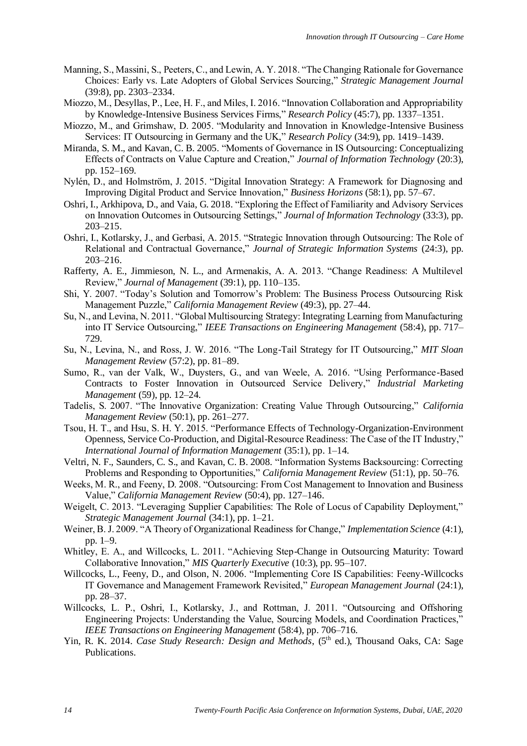Manning, S., Massini, S., Peeters, C., and Lewin, A. Y. 2018. "The Changing Rationale for Governance Choices: Early vs. Late Adopters of Global Services Sourcing," *Strategic Management Journal* (39:8), pp. 2303–2334.

Miozzo, M., Desyllas, P., Lee, H. F., and Miles, I. 2016. "Innovation Collaboration and Appropriability by Knowledge-Intensive Business Services Firms," *Research Policy* (45:7), pp. 1337–1351.

Miozzo, M., and Grimshaw, D. 2005. "Modularity and Innovation in Knowledge-Intensive Business Services: IT Outsourcing in Germany and the UK," *Research Policy* (34:9), pp. 1419–1439.

Miranda, S. M., and Kavan, C. B. 2005. "Moments of Governance in IS Outsourcing: Conceptualizing Effects of Contracts on Value Capture and Creation," *Journal of Information Technology* (20:3), pp. 152–169.

Nylén, D., and Holmström, J. 2015. "Digital Innovation Strategy: A Framework for Diagnosing and Improving Digital Product and Service Innovation," *Business Horizons* (58:1), pp. 57–67.

Oshri, I., Arkhipova, D., and Vaia, G. 2018. "Exploring the Effect of Familiarity and Advisory Services on Innovation Outcomes in Outsourcing Settings," *Journal of Information Technology* (33:3), pp. 203–215.

Oshri, I., Kotlarsky, J., and Gerbasi, A. 2015. "Strategic Innovation through Outsourcing: The Role of Relational and Contractual Governance," *Journal of Strategic Information Systems* (24:3), pp. 203–216.

Rafferty, A. E., Jimmieson, N. L., and Armenakis, A. A. 2013. "Change Readiness: A Multilevel Review," *Journal of Management* (39:1), pp. 110–135.

Shi, Y. 2007. "Today's Solution and Tomorrow's Problem: The Business Process Outsourcing Risk Management Puzzle," *California Management Review* (49:3), pp. 27–44.

Su, N., and Levina, N. 2011. "Global Multisourcing Strategy: Integrating Learning from Manufacturing into IT Service Outsourcing," *IEEE Transactions on Engineering Management* (58:4), pp. 717–729.

Su, N., Levina, N., and Ross, J. W. 2016. "The Long-Tail Strategy for IT Outsourcing," *MIT Sloan Management Review* (57:2), pp. 81–89.

Sumo, R., van der Valk, W., Duysters, G., and van Weele, A. 2016. "Using Performance-Based Contracts to Foster Innovation in Outsourced Service Delivery," *Industrial Marketing Management* (59), pp. 12–24.

Tadelis, S. 2007. "The Innovative Organization: Creating Value Through Outsourcing," *California Management Review* (50:1), pp. 261–277.

Tsou, H. T., and Hsu, S. H. Y. 2015. "Performance Effects of Technology-Organization-Environment Openness, Service Co-Production, and Digital-Resource Readiness: The Case of the IT Industry," *International Journal of Information Management* (35:1), pp. 1–14.

Veltri, N. F., Saunders, C. S., and Kavan, C. B. 2008. "Information Systems Backsourcing: Correcting Problems and Responding to Opportunities," *California Management Review* (51:1), pp. 50–76.

Weeks, M. R., and Feeny, D. 2008. "Outsourcing: From Cost Management to Innovation and Business Value," *California Management Review* (50:4), pp. 127–146.

Weigelt, C. 2013. "Leveraging Supplier Capabilities: The Role of Locus of Capability Deployment," *Strategic Management Journal* (34:1), pp. 1–21.

Weiner, B. J. 2009. "A Theory of Organizational Readiness for Change," *Implementation Science* (4:1), pp. 1–9.

Whitley, E. A., and Willcocks, L. 2011. "Achieving Step-Change in Outsourcing Maturity: Toward Collaborative Innovation," *MIS Quarterly Executive* (10:3), pp. 95–107.

Willcocks, L., Feeny, D., and Olson, N. 2006. "Implementing Core IS Capabilities: Feeny-Willcocks IT Governance and Management Framework Revisited," *European Management Journal* (24:1), pp. 28–37.

Willcocks, L. P., Oshri, I., Kotlarsky, J., and Rottman, J. 2011. "Outsourcing and Offshoring Engineering Projects: Understanding the Value, Sourcing Models, and Coordination Practices," *IEEE Transactions on Engineering Management* (58:4), pp. 706–716.

Yin, R. K. 2014. *Case Study Research: Design and Methods*, (5th ed.), Thousand Oaks, CA: Sage Publications.